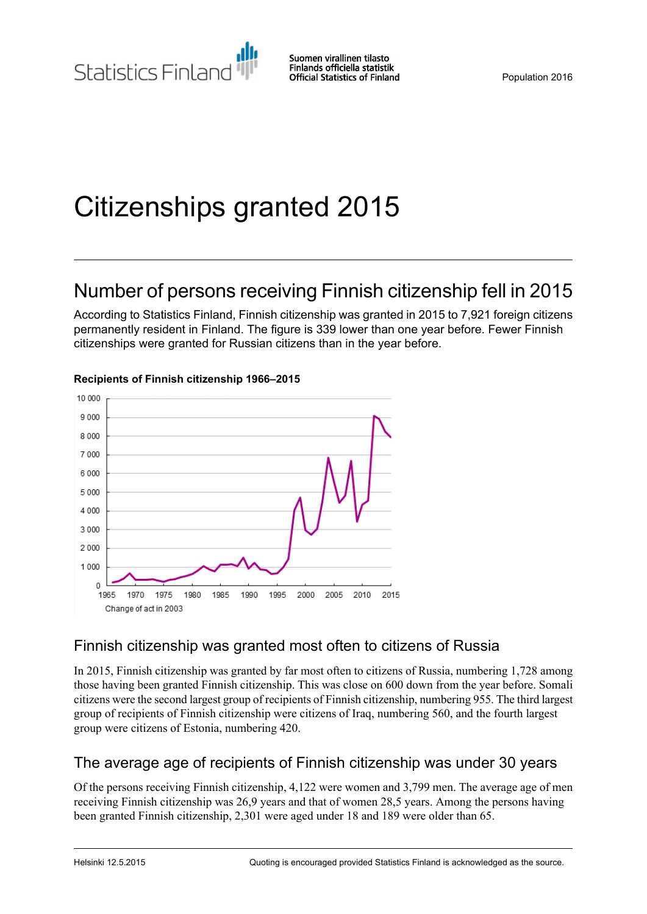Statistics Finland

Suomen virallinen tilasto
Finlands officiella statistik
Official Statistics of Finland

Population 2016

# Citizenships granted 2015

## Number of persons receiving Finnish citizenship fell in 2015

According to Statistics Finland, Finnish citizenship was granted in 2015 to 7,921 foreign citizens permanently resident in Finland. The figure is 339 lower than one year before. Fewer Finnish citizenships were granted for Russian citizens than in the year before.

**Recipients of Finnish citizenship 1966–2015**

Change of act in 2003

## Finnish citizenship was granted most often to citizens of Russia

In 2015, Finnish citizenship was granted by far most often to citizens of Russia, numbering 1,728 among those having been granted Finnish citizenship. This was close on 600 down from the year before. Somali citizens were the second largest group of recipients of Finnish citizenship, numbering 955. The third largest group of recipients of Finnish citizenship were citizens of Iraq, numbering 560, and the fourth largest group were citizens of Estonia, numbering 420.

## The average age of recipients of Finnish citizenship was under 30 years

Of the persons receiving Finnish citizenship, 4,122 were women and 3,799 men. The average age of men receiving Finnish citizenship was 26,9 years and that of women 28,5 years. Among the persons having been granted Finnish citizenship, 2,301 were aged under 18 and 189 were older than 65.

Helsinki 12.5.2015

Quoting is encouraged provided Statistics Finland is acknowledged as the source.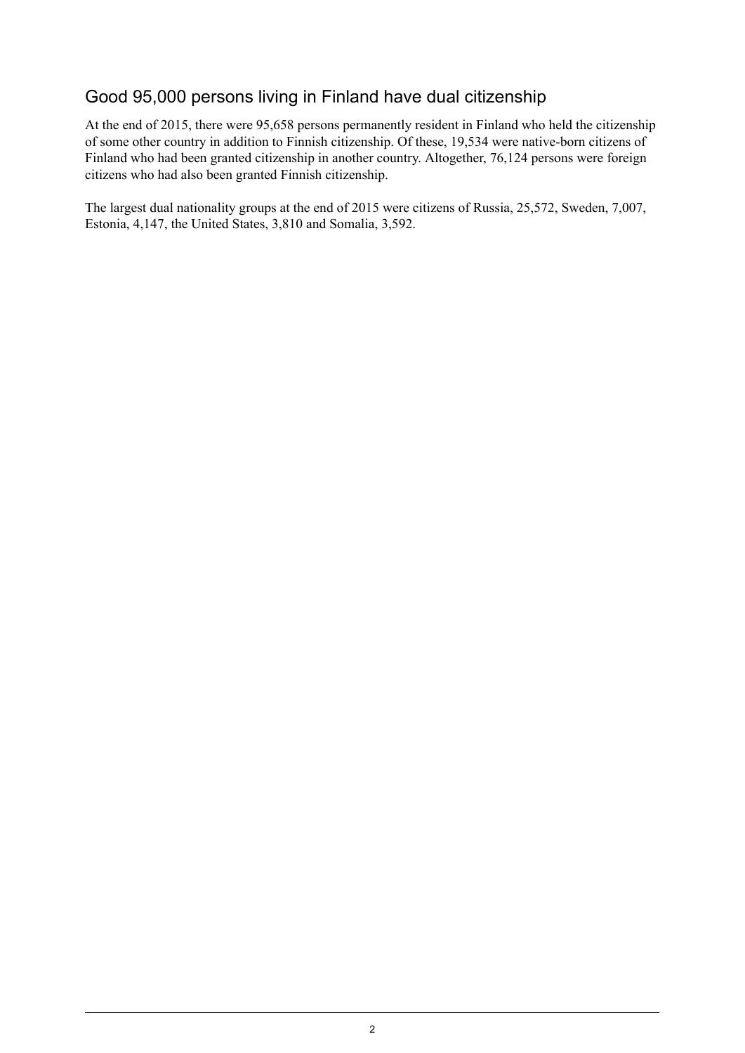## Good 95,000 persons living in Finland have dual citizenship

At the end of 2015, there were 95,658 persons permanently resident in Finland who held the citizenship of some other country in addition to Finnish citizenship. Of these, 19,534 were native-born citizens of Finland who had been granted citizenship in another country. Altogether, 76,124 persons were foreign citizens who had also been granted Finnish citizenship.

The largest dual nationality groups at the end of 2015 were citizens of Russia, 25,572, Sweden, 7,007, Estonia, 4,147, the United States, 3,810 and Somalia, 3,592.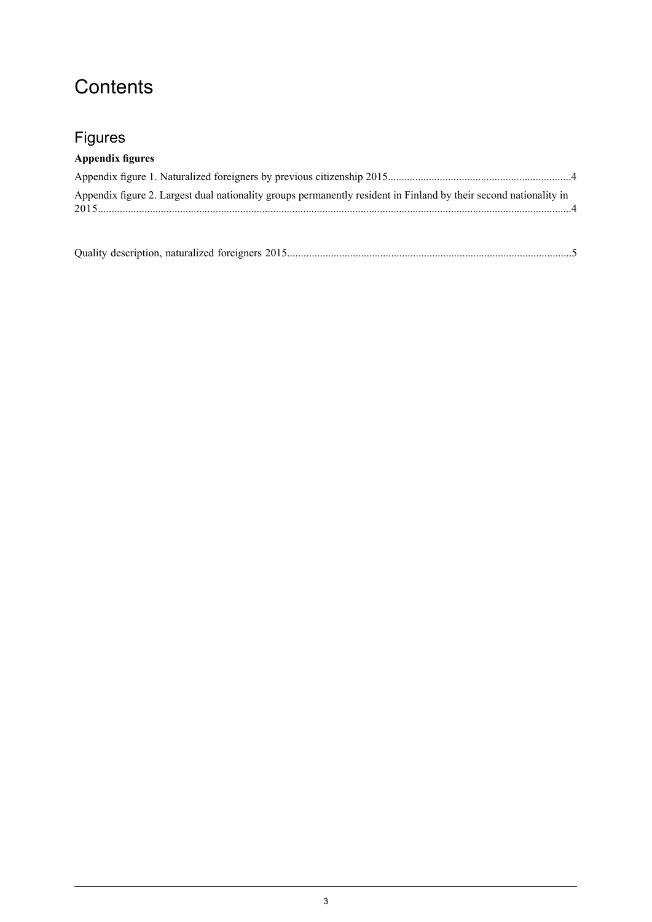# Contents

## Figures

**Appendix figures**

Appendix figure 1. Naturalized foreigners by previous citizenship 2015..................................................................4

Appendix figure 2. Largest dual nationality groups permanently resident in Finland by their second nationality in 2015..........................................................................................................................................................................4

Quality description, naturalized foreigners 2015.......................................................................................................5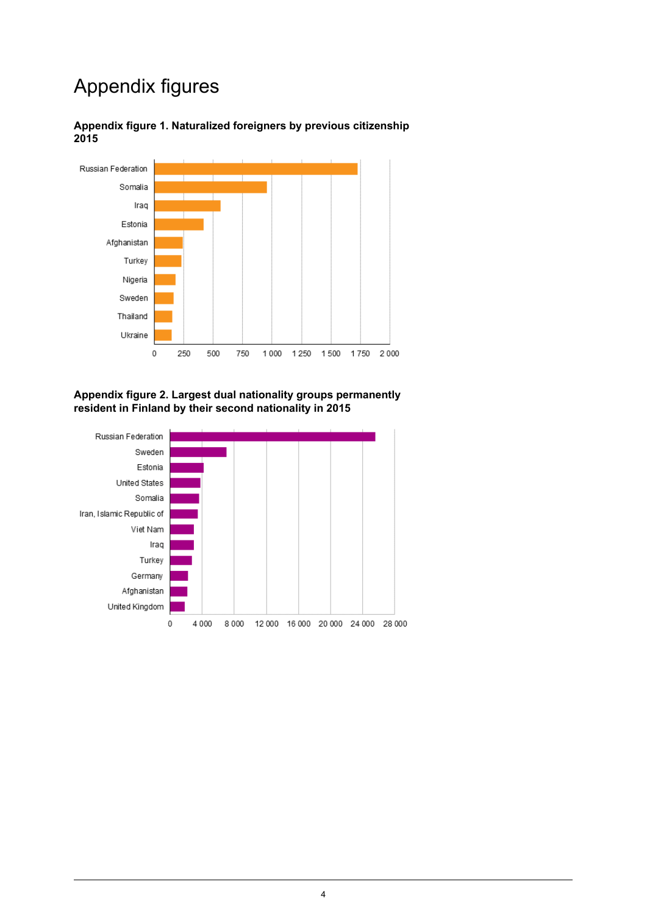# Appendix figures

**Appendix figure 1. Naturalized foreigners by previous citizenship 2015**

Russian Federation
Somalia
Iraq
Estonia
Afghanistan
Turkey
Nigeria
Sweden
Thailand
Ukraine

0 250 500 750 1 000 1 250 1 500 1 750 2 000

**Appendix figure 2. Largest dual nationality groups permanently resident in Finland by their second nationality in 2015**

Russian Federation
Sweden
Estonia
United States
Somalia
Iran, Islamic Republic of
Viet Nam
Iraq
Turkey
Germany
Afghanistan
United Kingdom

0 4 000 8 000 12 000 16 000 20 000 24 000 28 000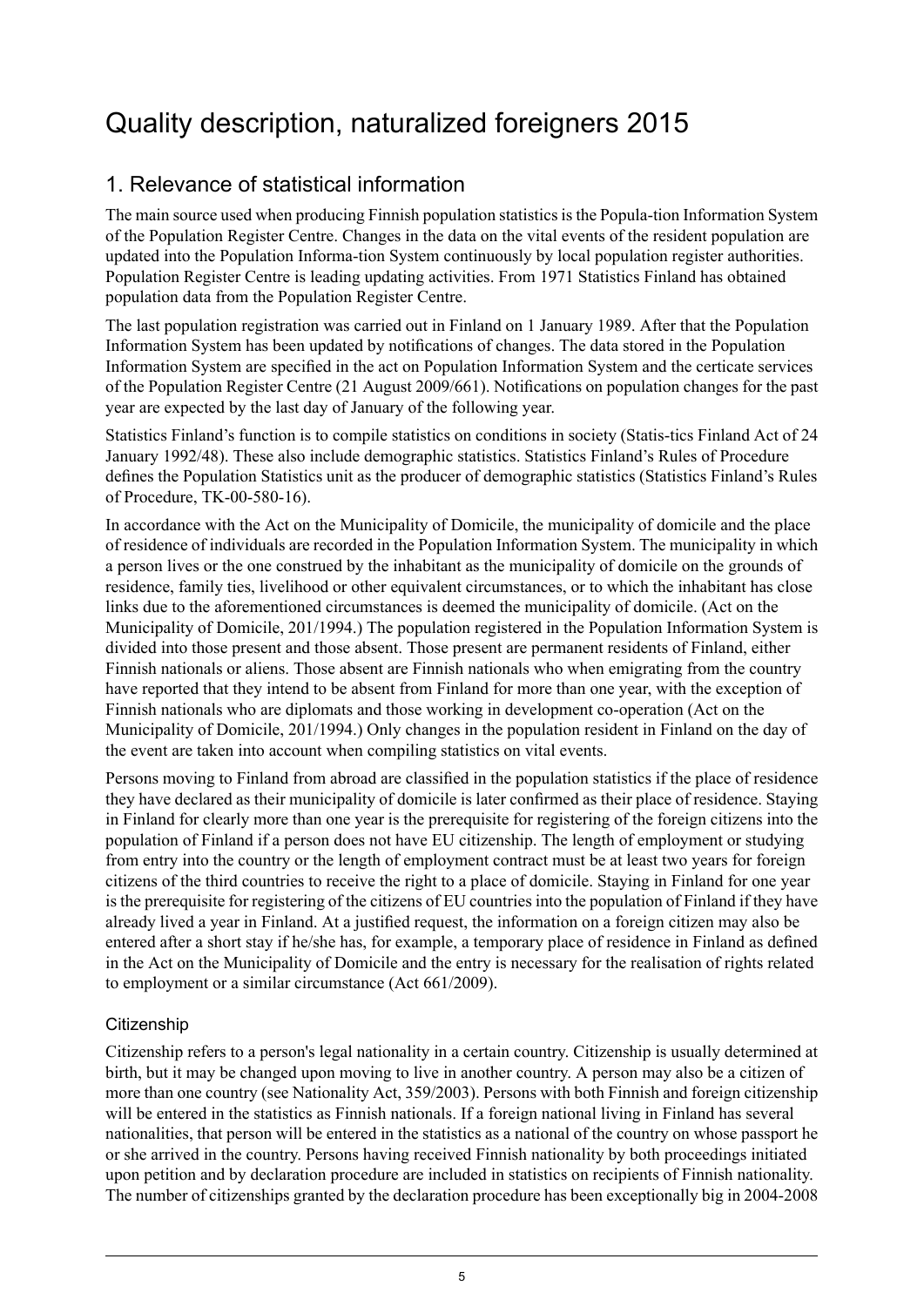# Quality description, naturalized foreigners 2015

## 1. Relevance of statistical information

The main source used when producing Finnish population statistics is the Popula-tion Information System of the Population Register Centre. Changes in the data on the vital events of the resident population are updated into the Population Informa-tion System continuously by local population register authorities. Population Register Centre is leading updating activities. From 1971 Statistics Finland has obtained population data from the Population Register Centre.

The last population registration was carried out in Finland on 1 January 1989. After that the Population Information System has been updated by notifications of changes. The data stored in the Population Information System are specified in the act on Population Information System and the certicate services of the Population Register Centre (21 August 2009/661). Notifications on population changes for the past year are expected by the last day of January of the following year.

Statistics Finland's function is to compile statistics on conditions in society (Statis-tics Finland Act of 24 January 1992/48). These also include demographic statistics. Statistics Finland's Rules of Procedure defines the Population Statistics unit as the producer of demographic statistics (Statistics Finland's Rules of Procedure, TK-00-580-16).

In accordance with the Act on the Municipality of Domicile, the municipality of domicile and the place of residence of individuals are recorded in the Population Information System. The municipality in which a person lives or the one construed by the inhabitant as the municipality of domicile on the grounds of residence, family ties, livelihood or other equivalent circumstances, or to which the inhabitant has close links due to the aforementioned circumstances is deemed the municipality of domicile. (Act on the Municipality of Domicile, 201/1994.) The population registered in the Population Information System is divided into those present and those absent. Those present are permanent residents of Finland, either Finnish nationals or aliens. Those absent are Finnish nationals who when emigrating from the country have reported that they intend to be absent from Finland for more than one year, with the exception of Finnish nationals who are diplomats and those working in development co-operation (Act on the Municipality of Domicile, 201/1994.) Only changes in the population resident in Finland on the day of the event are taken into account when compiling statistics on vital events.

Persons moving to Finland from abroad are classified in the population statistics if the place of residence they have declared as their municipality of domicile is later confirmed as their place of residence. Staying in Finland for clearly more than one year is the prerequisite for registering of the foreign citizens into the population of Finland if a person does not have EU citizenship. The length of employment or studying from entry into the country or the length of employment contract must be at least two years for foreign citizens of the third countries to receive the right to a place of domicile. Staying in Finland for one year is the prerequisite for registering of the citizens of EU countries into the population of Finland if they have already lived a year in Finland. At a justified request, the information on a foreign citizen may also be entered after a short stay if he/she has, for example, a temporary place of residence in Finland as defined in the Act on the Municipality of Domicile and the entry is necessary for the realisation of rights related to employment or a similar circumstance (Act 661/2009).

### Citizenship

Citizenship refers to a person's legal nationality in a certain country. Citizenship is usually determined at birth, but it may be changed upon moving to live in another country. A person may also be a citizen of more than one country (see Nationality Act, 359/2003). Persons with both Finnish and foreign citizenship will be entered in the statistics as Finnish nationals. If a foreign national living in Finland has several nationalities, that person will be entered in the statistics as a national of the country on whose passport he or she arrived in the country. Persons having received Finnish nationality by both proceedings initiated upon petition and by declaration procedure are included in statistics on recipients of Finnish nationality. The number of citizenships granted by the declaration procedure has been exceptionally big in 2004-2008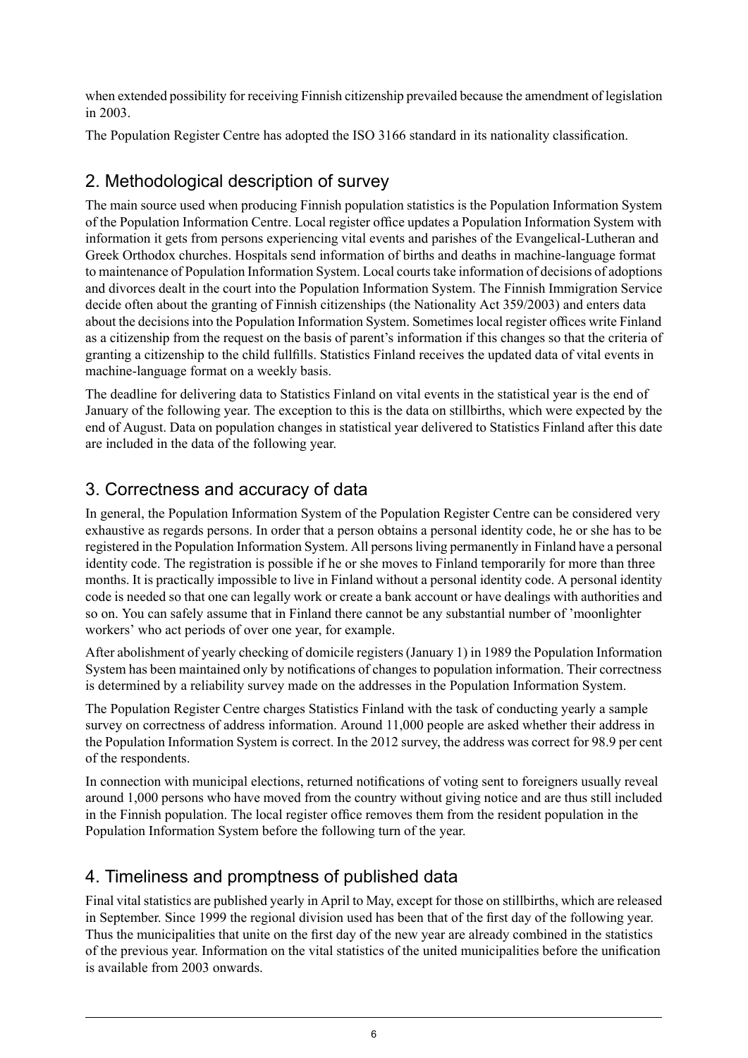when extended possibility for receiving Finnish citizenship prevailed because the amendment of legislation in 2003.

The Population Register Centre has adopted the ISO 3166 standard in its nationality classification.

## 2. Methodological description of survey

The main source used when producing Finnish population statistics is the Population Information System of the Population Information Centre. Local register office updates a Population Information System with information it gets from persons experiencing vital events and parishes of the Evangelical-Lutheran and Greek Orthodox churches. Hospitals send information of births and deaths in machine-language format to maintenance of Population Information System. Local courts take information of decisions of adoptions and divorces dealt in the court into the Population Information System. The Finnish Immigration Service decide often about the granting of Finnish citizenships (the Nationality Act 359/2003) and enters data about the decisions into the Population Information System. Sometimes local register offices write Finland as a citizenship from the request on the basis of parent's information if this changes so that the criteria of granting a citizenship to the child fullfills. Statistics Finland receives the updated data of vital events in machine-language format on a weekly basis.

The deadline for delivering data to Statistics Finland on vital events in the statistical year is the end of January of the following year. The exception to this is the data on stillbirths, which were expected by the end of August. Data on population changes in statistical year delivered to Statistics Finland after this date are included in the data of the following year.

## 3. Correctness and accuracy of data

In general, the Population Information System of the Population Register Centre can be considered very exhaustive as regards persons. In order that a person obtains a personal identity code, he or she has to be registered in the Population Information System. All persons living permanently in Finland have a personal identity code. The registration is possible if he or she moves to Finland temporarily for more than three months. It is practically impossible to live in Finland without a personal identity code. A personal identity code is needed so that one can legally work or create a bank account or have dealings with authorities and so on. You can safely assume that in Finland there cannot be any substantial number of 'moonlighter workers' who act periods of over one year, for example.

After abolishment of yearly checking of domicile registers (January 1) in 1989 the Population Information System has been maintained only by notifications of changes to population information. Their correctness is determined by a reliability survey made on the addresses in the Population Information System.

The Population Register Centre charges Statistics Finland with the task of conducting yearly a sample survey on correctness of address information. Around 11,000 people are asked whether their address in the Population Information System is correct. In the 2012 survey, the address was correct for 98.9 per cent of the respondents.

In connection with municipal elections, returned notifications of voting sent to foreigners usually reveal around 1,000 persons who have moved from the country without giving notice and are thus still included in the Finnish population. The local register office removes them from the resident population in the Population Information System before the following turn of the year.

## 4. Timeliness and promptness of published data

Final vital statistics are published yearly in April to May, except for those on stillbirths, which are released in September. Since 1999 the regional division used has been that of the first day of the following year. Thus the municipalities that unite on the first day of the new year are already combined in the statistics of the previous year. Information on the vital statistics of the united municipalities before the unification is available from 2003 onwards.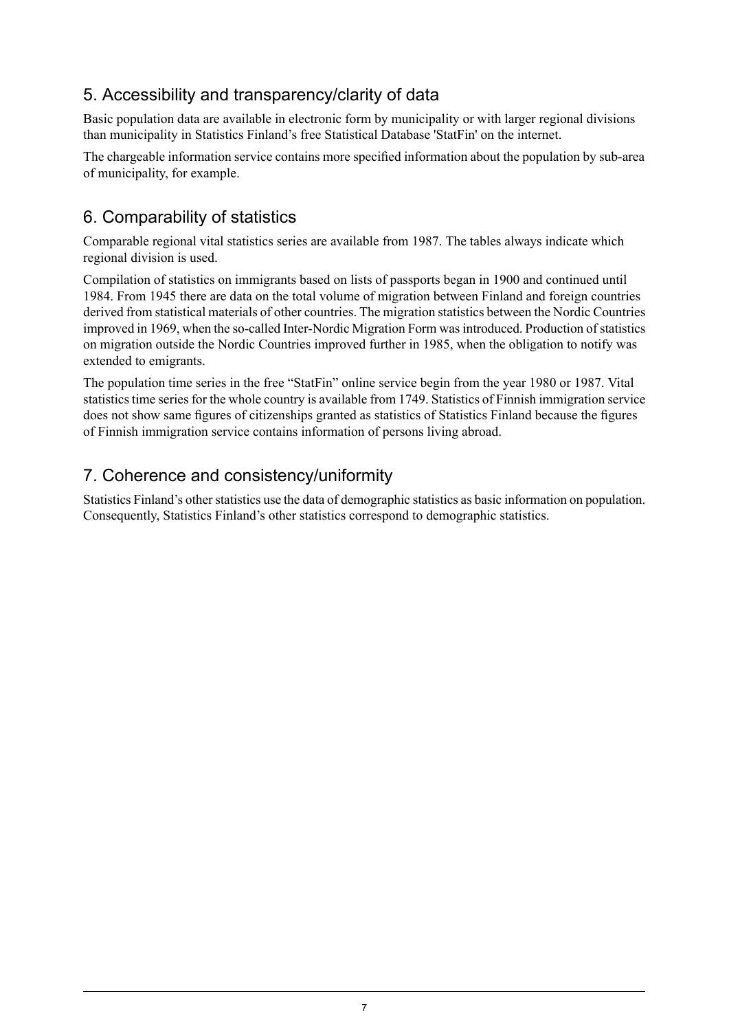## 5. Accessibility and transparency/clarity of data

Basic population data are available in electronic form by municipality or with larger regional divisions than municipality in Statistics Finland's free Statistical Database 'StatFin' on the internet.

The chargeable information service contains more specified information about the population by sub-area of municipality, for example.

## 6. Comparability of statistics

Comparable regional vital statistics series are available from 1987. The tables always indicate which regional division is used.

Compilation of statistics on immigrants based on lists of passports began in 1900 and continued until 1984. From 1945 there are data on the total volume of migration between Finland and foreign countries derived from statistical materials of other countries. The migration statistics between the Nordic Countries improved in 1969, when the so-called Inter-Nordic Migration Form was introduced. Production of statistics on migration outside the Nordic Countries improved further in 1985, when the obligation to notify was extended to emigrants.

The population time series in the free "StatFin" online service begin from the year 1980 or 1987. Vital statistics time series for the whole country is available from 1749. Statistics of Finnish immigration service does not show same figures of citizenships granted as statistics of Statistics Finland because the figures of Finnish immigration service contains information of persons living abroad.

## 7. Coherence and consistency/uniformity

Statistics Finland's other statistics use the data of demographic statistics as basic information on population. Consequently, Statistics Finland's other statistics correspond to demographic statistics.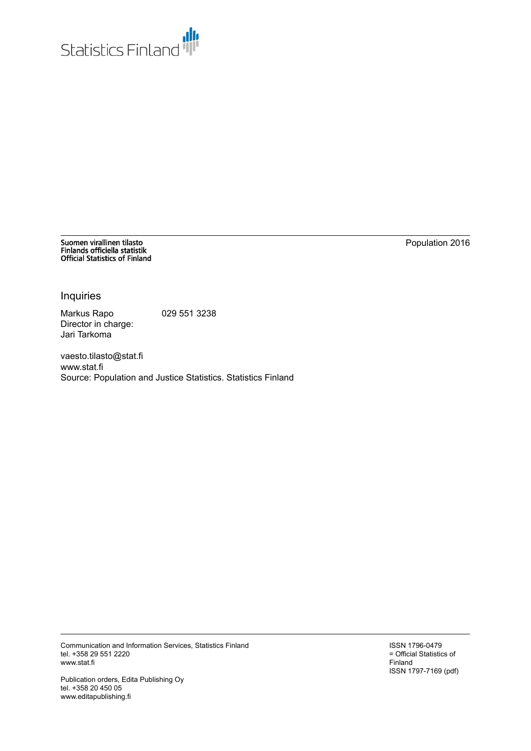Statistics Finland

Suomen virallinen tilasto
Finlands officiella statistik
Official Statistics of Finland

Population 2016

## Inquiries

Markus Rapo 029 551 3238
Director in charge:
Jari Tarkoma

vaesto.tilasto@stat.fi
www.stat.fi
Source: Population and Justice Statistics. Statistics Finland

Communication and Information Services, Statistics Finland
tel. +358 29 551 2220
www.stat.fi

Publication orders, Edita Publishing Oy
tel. +358 20 450 05
www.editapublishing.fi

ISSN 1796-0479
= Official Statistics of Finland
ISSN 1797-7169 (pdf)